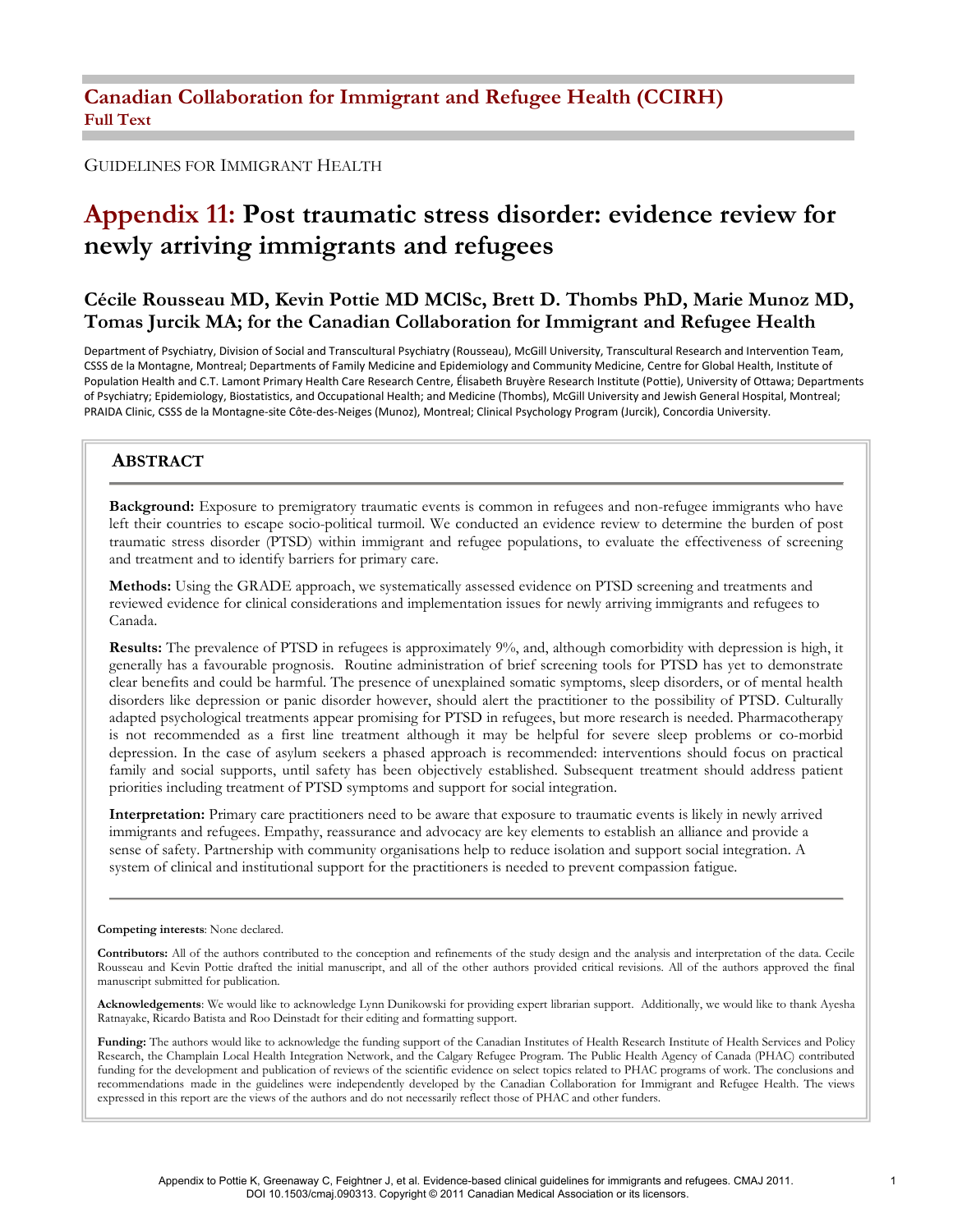# Canadian Collaboration for Immigrant and Refugee Health (CCIRH)

**Full Text**

GUIDELINES FOR IMMIGRANT HEALTH

# Appendix 11: Post traumatic stress disorder: evidence review for newly arriving immigrants and refugees

## Cécile Rousseau MD, Kevin Pottie MD MClSc, Brett D. Thombs PhD, Marie Munoz MD, Tomas Jurcik MA; for the Canadian Collaboration for Immigrant and Refugee Health

Department of Psychiatry, Division of Social and Transcultural Psychiatry (Rousseau), McGill University, Transcultural Research and Intervention Team, CSSS de la Montagne, Montreal; Departments of Family Medicine and Epidemiology and Community Medicine, Centre for Global Health, Institute of Population Health and C.T. Lamont Primary Health Care Research Centre, Élisabeth Bruyère Research Institute (Pottie), University of Ottawa; Departments of Psychiatry; Epidemiology, Biostatistics, and Occupational Health; and Medicine (Thombs), McGill University and Jewish General Hospital, Montreal; PRAIDA Clinic, CSSS de la Montagne-site Côte-des-Neiges (Munoz), Montreal; Clinical Psychology Program (Jurcik), Concordia University.

## ABSTRACT

**Background:** Exposure to premigratory traumatic events is common in refugees and non-refugee immigrants who have left their countries to escape socio-political turmoil. We conducted an evidence review to determine the burden of post traumatic stress disorder (PTSD) within immigrant and refugee populations, to evaluate the effectiveness of screening and treatment and to identify barriers for primary care.

**Methods:** Using the GRADE approach, we systematically assessed evidence on PTSD screening and treatments and reviewed evidence for clinical considerations and implementation issues for newly arriving immigrants and refugees to Canada.

**Results:** The prevalence of PTSD in refugees is approximately 9%, and, although comorbidity with depression is high, it generally has a favourable prognosis. Routine administration of brief screening tools for PTSD has yet to demonstrate clear benefits and could be harmful. The presence of unexplained somatic symptoms, sleep disorders, or of mental health disorders like depression or panic disorder however, should alert the practitioner to the possibility of PTSD. Culturally adapted psychological treatments appear promising for PTSD in refugees, but more research is needed. Pharmacotherapy is not recommended as a first line treatment although it may be helpful for severe sleep problems or co-morbid depression. In the case of asylum seekers a phased approach is recommended: interventions should focus on practical family and social supports, until safety has been objectively established. Subsequent treatment should address patient priorities including treatment of PTSD symptoms and support for social integration.

**Interpretation:** Primary care practitioners need to be aware that exposure to traumatic events is likely in newly arrived immigrants and refugees. Empathy, reassurance and advocacy are key elements to establish an alliance and provide a sense of safety. Partnership with community organisations help to reduce isolation and support social integration. A system of clinical and institutional support for the practitioners is needed to prevent compassion fatigue.

**Competing interests**: None declared.

**Contributors:** All of the authors contributed to the conception and refinements of the study design and the analysis and interpretation of the data. Cecile Rousseau and Kevin Pottie drafted the initial manuscript, and all of the other authors provided critical revisions. All of the authors approved the final manuscript submitted for publication.

**Acknowledgements**: We would like to acknowledge Lynn Dunikowski for providing expert librarian support. Additionally, we would like to thank Ayesha Ratnayake, Ricardo Batista and Roo Deinstadt for their editing and formatting support.

**Funding:** The authors would like to acknowledge the funding support of the Canadian Institutes of Health Research Institute of Health Services and Policy Research, the Champlain Local Health Integration Network, and the Calgary Refugee Program. The Public Health Agency of Canada (PHAC) contributed funding for the development and publication of reviews of the scientific evidence on select topics related to PHAC programs of work. The conclusions and recommendations made in the guidelines were independently developed by the Canadian Collaboration for Immigrant and Refugee Health. The views expressed in this report are the views of the authors and do not necessarily reflect those of PHAC and other funders.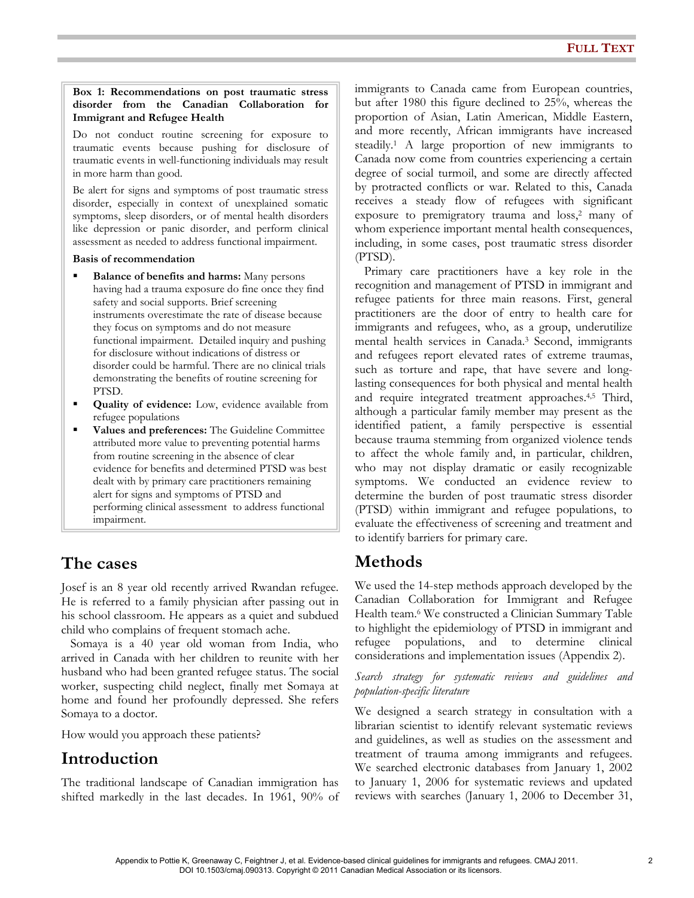**Box 1: Recommendations on post traumatic stress disorder from the Canadian Collaboration for Immigrant and Refugee Health**

Do not conduct routine screening for exposure to traumatic events because pushing for disclosure of traumatic events in well-functioning individuals may result in more harm than good.

Be alert for signs and symptoms of post traumatic stress disorder, especially in context of unexplained somatic symptoms, sleep disorders, or of mental health disorders like depression or panic disorder, and perform clinical assessment as needed to address functional impairment.

**Basis of recommendation**

- **Balance of benefits and harms:** Many persons having had a trauma exposure do fine once they find safety and social supports. Brief screening instruments overestimate the rate of disease because they focus on symptoms and do not measure functional impairment. Detailed inquiry and pushing for disclosure without indications of distress or disorder could be harmful. There are no clinical trials demonstrating the benefits of routine screening for PTSD.
- **Quality of evidence:** Low, evidence available from refugee populations
- **Values and preferences:** The Guideline Committee attributed more value to preventing potential harms from routine screening in the absence of clear evidence for benefits and determined PTSD was best dealt with by primary care practitioners remaining alert for signs and symptoms of PTSD and performing clinical assessment to address functional impairment.

## The cases

Josef is an 8 year old recently arrived Rwandan refugee. He is referred to a family physician after passing out in his school classroom. He appears as a quiet and subdued child who complains of frequent stomach ache.

Somaya is a 40 year old woman from India, who arrived in Canada with her children to reunite with her husband who had been granted refugee status. The social worker, suspecting child neglect, finally met Somaya at home and found her profoundly depressed. She refers Somaya to a doctor.

How would you approach these patients?

## Introduction

The traditional landscape of Canadian immigration has shifted markedly in the last decades. In 1961, 90% of immigrants to Canada came from European countries, but after 1980 this figure declined to 25%, whereas the proportion of Asian, Latin American, Middle Eastern, and more recently, African immigrants have increased steadily.[1] A large proportion of new immigrants to Canada now come from countries experiencing a certain degree of social turmoil, and some are directly affected by protracted conflicts or war. Related to this, Canada receives a steady flow of refugees with significant exposure to premigratory trauma and loss,[2] many of whom experience important mental health consequences, including, in some cases, post traumatic stress disorder (PTSD).

Primary care practitioners have a key role in the recognition and management of PTSD in immigrant and refugee patients for three main reasons. First, general practitioners are the door of entry to health care for immigrants and refugees, who, as a group, underutilize mental health services in Canada.[3] Second, immigrants and refugees report elevated rates of extreme traumas, such as torture and rape, that have severe and long-lasting consequences for both physical and mental health and require integrated treatment approaches.[4,5] Third, although a particular family member may present as the identified patient, a family perspective is essential because trauma stemming from organized violence tends to affect the whole family and, in particular, children, who may not display dramatic or easily recognizable symptoms. We conducted an evidence review to determine the burden of post traumatic stress disorder (PTSD) within immigrant and refugee populations, to evaluate the effectiveness of screening and treatment and to identify barriers for primary care.

## Methods

We used the 14-step methods approach developed by the Canadian Collaboration for Immigrant and Refugee Health team.[6] We constructed a Clinician Summary Table to highlight the epidemiology of PTSD in immigrant and refugee populations, and to determine clinical considerations and implementation issues (Appendix 2).

### *Search strategy for systematic reviews and guidelines and population-specific literature*

We designed a search strategy in consultation with a librarian scientist to identify relevant systematic reviews and guidelines, as well as studies on the assessment and treatment of trauma among immigrants and refugees. We searched electronic databases from January 1, 2002 to January 1, 2006 for systematic reviews and updated reviews with searches (January 1, 2006 to December 31,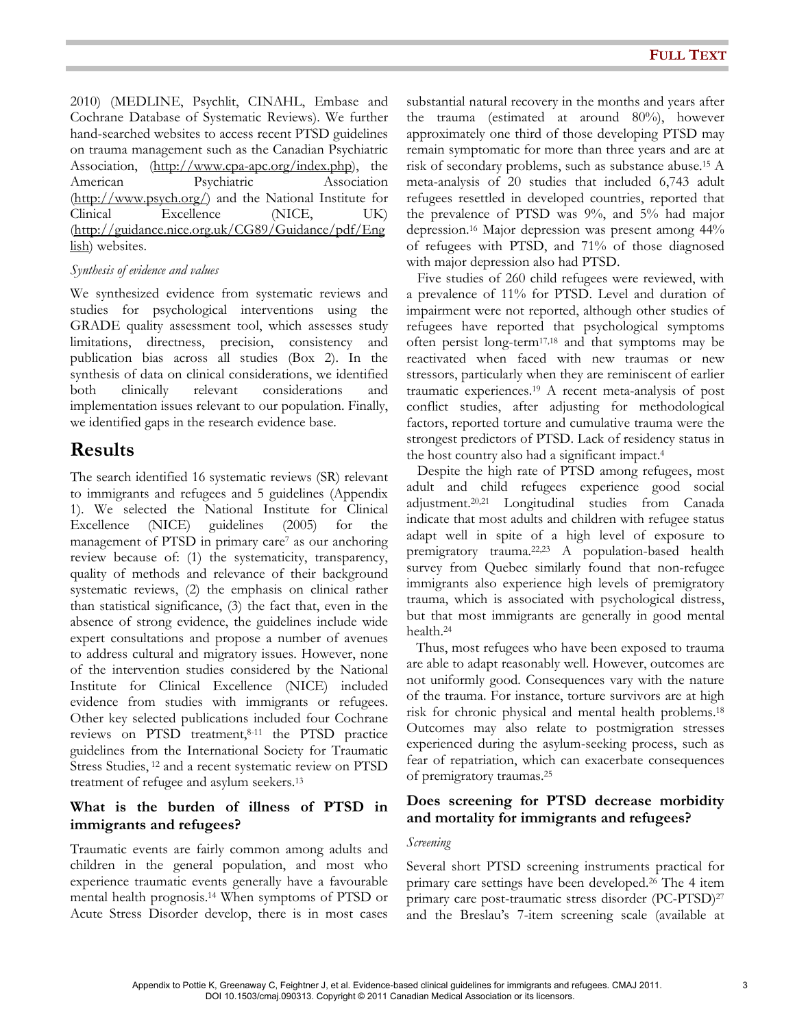2010) (MEDLINE, Psychlit, CINAHL, Embase and Cochrane Database of Systematic Reviews). We further hand-searched websites to access recent PTSD guidelines on trauma management such as the Canadian Psychiatric Association, (http://www.cpa-apc.org/index.php), the American Psychiatric Association (http://www.psych.org/) and the National Institute for Clinical Excellence (NICE, UK) (http://guidance.nice.org.uk/CG89/Guidance/pdf/English) websites.

*Synthesis of evidence and values*

We synthesized evidence from systematic reviews and studies for psychological interventions using the GRADE quality assessment tool, which assesses study limitations, directness, precision, consistency and publication bias across all studies (Box 2). In the synthesis of data on clinical considerations, we identified both clinically relevant considerations and implementation issues relevant to our population. Finally, we identified gaps in the research evidence base.

# Results

The search identified 16 systematic reviews (SR) relevant to immigrants and refugees and 5 guidelines (Appendix 1). We selected the National Institute for Clinical Excellence (NICE) guidelines (2005) for the management of PTSD in primary care[7] as our anchoring review because of: (1) the systematicity, transparency, quality of methods and relevance of their background systematic reviews, (2) the emphasis on clinical rather than statistical significance, (3) the fact that, even in the absence of strong evidence, the guidelines include wide expert consultations and propose a number of avenues to address cultural and migratory issues. However, none of the intervention studies considered by the National Institute for Clinical Excellence (NICE) included evidence from studies with immigrants or refugees. Other key selected publications included four Cochrane reviews on PTSD treatment,[8-11] the PTSD practice guidelines from the International Society for Traumatic Stress Studies, [12] and a recent systematic review on PTSD treatment of refugee and asylum seekers.[13]

## What is the burden of illness of PTSD in immigrants and refugees?

Traumatic events are fairly common among adults and children in the general population, and most who experience traumatic events generally have a favourable mental health prognosis.[14] When symptoms of PTSD or Acute Stress Disorder develop, there is in most cases substantial natural recovery in the months and years after the trauma (estimated at around 80%), however approximately one third of those developing PTSD may remain symptomatic for more than three years and are at risk of secondary problems, such as substance abuse.[15] A meta-analysis of 20 studies that included 6,743 adult refugees resettled in developed countries, reported that the prevalence of PTSD was 9%, and 5% had major depression.[16] Major depression was present among 44% of refugees with PTSD, and 71% of those diagnosed with major depression also had PTSD.

Five studies of 260 child refugees were reviewed, with a prevalence of 11% for PTSD. Level and duration of impairment were not reported, although other studies of refugees have reported that psychological symptoms often persist long-term[17,18] and that symptoms may be reactivated when faced with new traumas or new stressors, particularly when they are reminiscent of earlier traumatic experiences.[19] A recent meta-analysis of post conflict studies, after adjusting for methodological factors, reported torture and cumulative trauma were the strongest predictors of PTSD. Lack of residency status in the host country also had a significant impact.[4]

Despite the high rate of PTSD among refugees, most adult and child refugees experience good social adjustment.[20,21] Longitudinal studies from Canada indicate that most adults and children with refugee status adapt well in spite of a high level of exposure to premigratory trauma.[22,23] A population-based health survey from Quebec similarly found that non-refugee immigrants also experience high levels of premigratory trauma, which is associated with psychological distress, but that most immigrants are generally in good mental health.[24]

Thus, most refugees who have been exposed to trauma are able to adapt reasonably well. However, outcomes are not uniformly good. Consequences vary with the nature of the trauma. For instance, torture survivors are at high risk for chronic physical and mental health problems.[18] Outcomes may also relate to postmigration stresses experienced during the asylum-seeking process, such as fear of repatriation, which can exacerbate consequences of premigratory traumas.[25]

## Does screening for PTSD decrease morbidity and mortality for immigrants and refugees?

*Screening*

Several short PTSD screening instruments practical for primary care settings have been developed.[26] The 4 item primary care post-traumatic stress disorder (PC-PTSD)[27] and the Breslau's 7-item screening scale (available at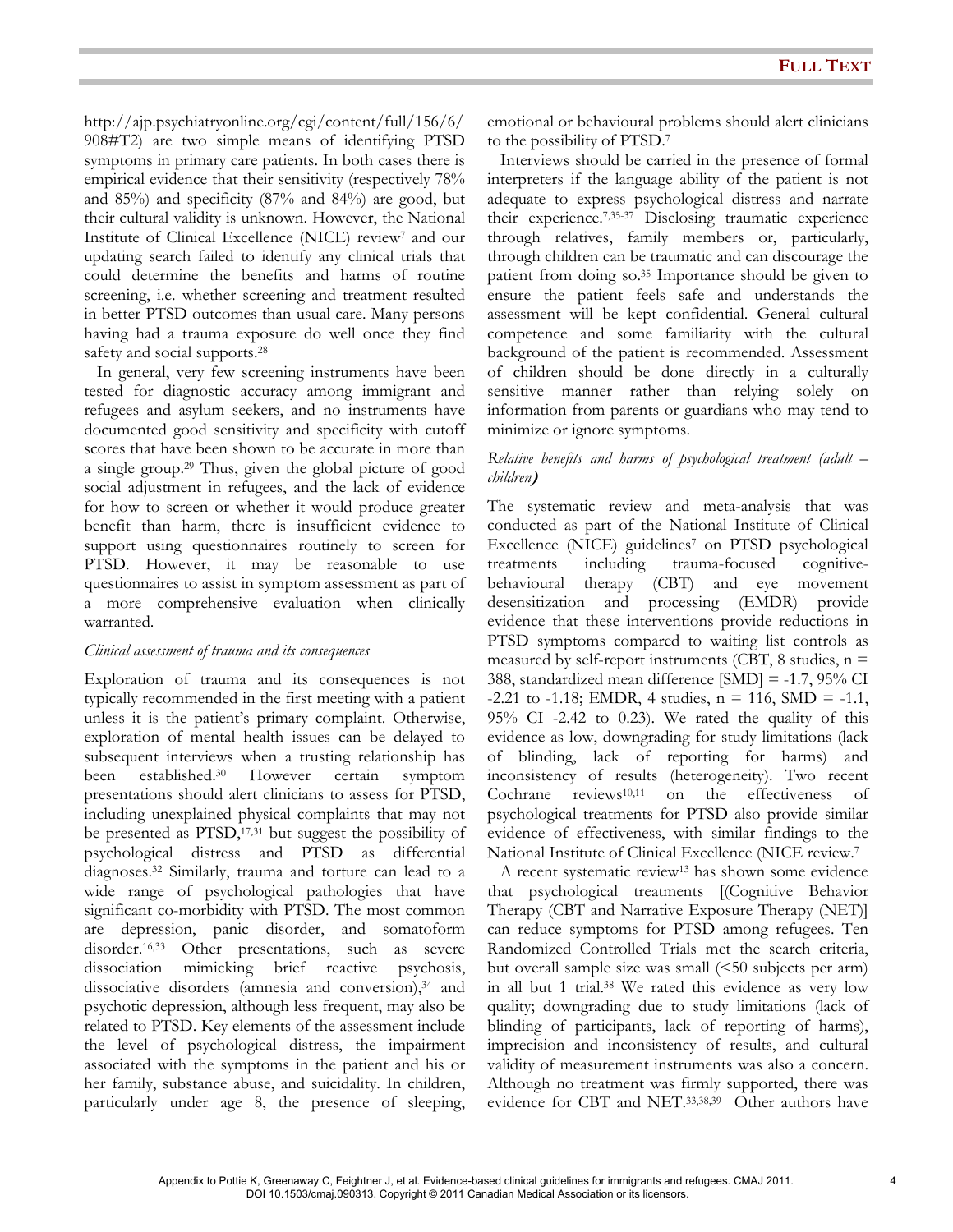http://ajp.psychiatryonline.org/cgi/content/full/156/6/908#T2) are two simple means of identifying PTSD symptoms in primary care patients. In both cases there is empirical evidence that their sensitivity (respectively 78% and 85%) and specificity (87% and 84%) are good, but their cultural validity is unknown. However, the National Institute of Clinical Excellence (NICE) review[7] and our updating search failed to identify any clinical trials that could determine the benefits and harms of routine screening, i.e. whether screening and treatment resulted in better PTSD outcomes than usual care. Many persons having had a trauma exposure do well once they find safety and social supports.[28]

In general, very few screening instruments have been tested for diagnostic accuracy among immigrant and refugees and asylum seekers, and no instruments have documented good sensitivity and specificity with cutoff scores that have been shown to be accurate in more than a single group.[29] Thus, given the global picture of good social adjustment in refugees, and the lack of evidence for how to screen or whether it would produce greater benefit than harm, there is insufficient evidence to support using questionnaires routinely to screen for PTSD. However, it may be reasonable to use questionnaires to assist in symptom assessment as part of a more comprehensive evaluation when clinically warranted.

*Clinical assessment of trauma and its consequences*

Exploration of trauma and its consequences is not typically recommended in the first meeting with a patient unless it is the patient's primary complaint. Otherwise, exploration of mental health issues can be delayed to subsequent interviews when a trusting relationship has been established.[30] However certain symptom presentations should alert clinicians to assess for PTSD, including unexplained physical complaints that may not be presented as PTSD,[17,31] but suggest the possibility of psychological distress and PTSD as differential diagnoses.[32] Similarly, trauma and torture can lead to a wide range of psychological pathologies that have significant co-morbidity with PTSD. The most common are depression, panic disorder, and somatoform disorder.[16,33] Other presentations, such as severe dissociation mimicking brief reactive psychosis, dissociative disorders (amnesia and conversion),[34] and psychotic depression, although less frequent, may also be related to PTSD. Key elements of the assessment include the level of psychological distress, the impairment associated with the symptoms in the patient and his or her family, substance abuse, and suicidality. In children, particularly under age 8, the presence of sleeping, emotional or behavioural problems should alert clinicians to the possibility of PTSD.[7]

Interviews should be carried in the presence of formal interpreters if the language ability of the patient is not adequate to express psychological distress and narrate their experience.[7,35-37] Disclosing traumatic experience through relatives, family members or, particularly, through children can be traumatic and can discourage the patient from doing so.[35] Importance should be given to ensure the patient feels safe and understands the assessment will be kept confidential. General cultural competence and some familiarity with the cultural background of the patient is recommended. Assessment of children should be done directly in a culturally sensitive manner rather than relying solely on information from parents or guardians who may tend to minimize or ignore symptoms.

*Relative benefits and harms of psychological treatment (adult – children)*

The systematic review and meta-analysis that was conducted as part of the National Institute of Clinical Excellence (NICE) guidelines[7] on PTSD psychological treatments including trauma-focused cognitive-behavioural therapy (CBT) and eye movement desensitization and processing (EMDR) provide evidence that these interventions provide reductions in PTSD symptoms compared to waiting list controls as measured by self-report instruments (CBT, 8 studies, n = 388, standardized mean difference [SMD] = -1.7, 95% CI -2.21 to -1.18; EMDR, 4 studies, n = 116, SMD = -1.1, 95% CI -2.42 to 0.23). We rated the quality of this evidence as low, downgrading for study limitations (lack of blinding, lack of reporting for harms) and inconsistency of results (heterogeneity). Two recent Cochrane reviews[10,11] on the effectiveness of psychological treatments for PTSD also provide similar evidence of effectiveness, with similar findings to the National Institute of Clinical Excellence (NICE review.[7]

A recent systematic review[13] has shown some evidence that psychological treatments [(Cognitive Behavior Therapy (CBT and Narrative Exposure Therapy (NET)] can reduce symptoms for PTSD among refugees. Ten Randomized Controlled Trials met the search criteria, but overall sample size was small (<50 subjects per arm) in all but 1 trial.[38] We rated this evidence as very low quality; downgrading due to study limitations (lack of blinding of participants, lack of reporting of harms), imprecision and inconsistency of results, and cultural validity of measurement instruments was also a concern. Although no treatment was firmly supported, there was evidence for CBT and NET.[33,38,39] Other authors have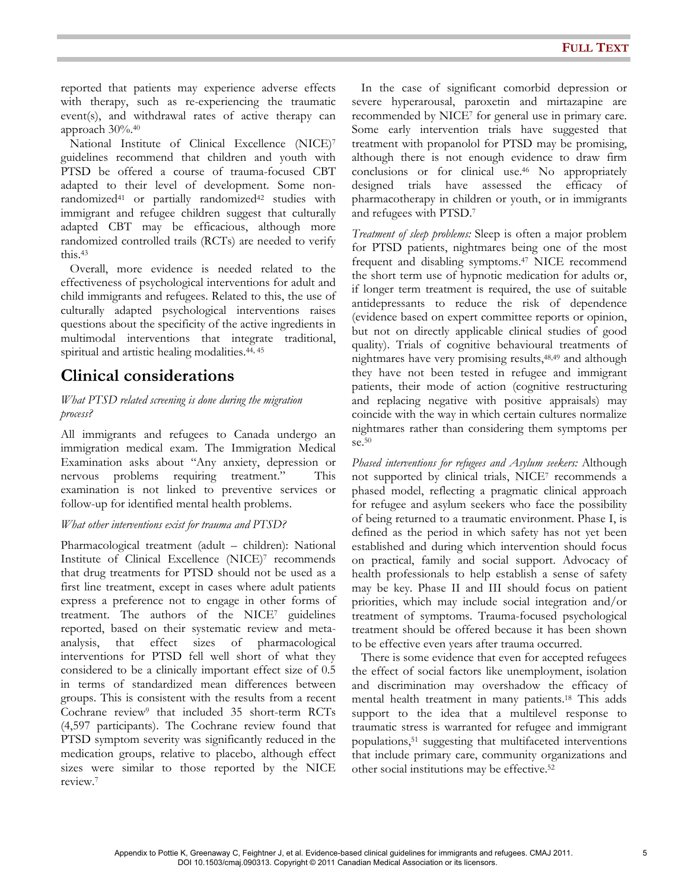reported that patients may experience adverse effects with therapy, such as re-experiencing the traumatic event(s), and withdrawal rates of active therapy can approach 30%.[40]

National Institute of Clinical Excellence (NICE)[7] guidelines recommend that children and youth with PTSD be offered a course of trauma-focused CBT adapted to their level of development. Some non-randomized[41] or partially randomized[42] studies with immigrant and refugee children suggest that culturally adapted CBT may be efficacious, although more randomized controlled trails (RCTs) are needed to verify this.[43]

Overall, more evidence is needed related to the effectiveness of psychological interventions for adult and child immigrants and refugees. Related to this, the use of culturally adapted psychological interventions raises questions about the specificity of the active ingredients in multimodal interventions that integrate traditional, spiritual and artistic healing modalities.[44, 45]

## Clinical considerations

*What PTSD related screening is done during the migration process?*

All immigrants and refugees to Canada undergo an immigration medical exam. The Immigration Medical Examination asks about "Any anxiety, depression or nervous problems requiring treatment." This examination is not linked to preventive services or follow-up for identified mental health problems.

*What other interventions exist for trauma and PTSD?*

Pharmacological treatment (adult – children): National Institute of Clinical Excellence (NICE)[7] recommends that drug treatments for PTSD should not be used as a first line treatment, except in cases where adult patients express a preference not to engage in other forms of treatment. The authors of the NICE[7] guidelines reported, based on their systematic review and meta-analysis, that effect sizes of pharmacological interventions for PTSD fell well short of what they considered to be a clinically important effect size of 0.5 in terms of standardized mean differences between groups. This is consistent with the results from a recent Cochrane review[9] that included 35 short-term RCTs (4,597 participants). The Cochrane review found that PTSD symptom severity was significantly reduced in the medication groups, relative to placebo, although effect sizes were similar to those reported by the NICE review.[7]

In the case of significant comorbid depression or severe hyperarousal, paroxetin and mirtazapine are recommended by NICE[7] for general use in primary care. Some early intervention trials have suggested that treatment with propanolol for PTSD may be promising, although there is not enough evidence to draw firm conclusions or for clinical use.[46] No appropriately designed trials have assessed the efficacy of pharmacotherapy in children or youth, or in immigrants and refugees with PTSD.[7]

*Treatment of sleep problems:* Sleep is often a major problem for PTSD patients, nightmares being one of the most frequent and disabling symptoms.[47] NICE recommend the short term use of hypnotic medication for adults or, if longer term treatment is required, the use of suitable antidepressants to reduce the risk of dependence (evidence based on expert committee reports or opinion, but not on directly applicable clinical studies of good quality). Trials of cognitive behavioural treatments of nightmares have very promising results,[48,49] and although they have not been tested in refugee and immigrant patients, their mode of action (cognitive restructuring and replacing negative with positive appraisals) may coincide with the way in which certain cultures normalize nightmares rather than considering them symptoms per se.[50]

*Phased interventions for refugees and Asylum seekers:* Although not supported by clinical trials, NICE[7] recommends a phased model, reflecting a pragmatic clinical approach for refugee and asylum seekers who face the possibility of being returned to a traumatic environment. Phase I, is defined as the period in which safety has not yet been established and during which intervention should focus on practical, family and social support. Advocacy of health professionals to help establish a sense of safety may be key. Phase II and III should focus on patient priorities, which may include social integration and/or treatment of symptoms. Trauma-focused psychological treatment should be offered because it has been shown to be effective even years after trauma occurred.

There is some evidence that even for accepted refugees the effect of social factors like unemployment, isolation and discrimination may overshadow the efficacy of mental health treatment in many patients.[18] This adds support to the idea that a multilevel response to traumatic stress is warranted for refugee and immigrant populations,[51] suggesting that multifaceted interventions that include primary care, community organizations and other social institutions may be effective.[52]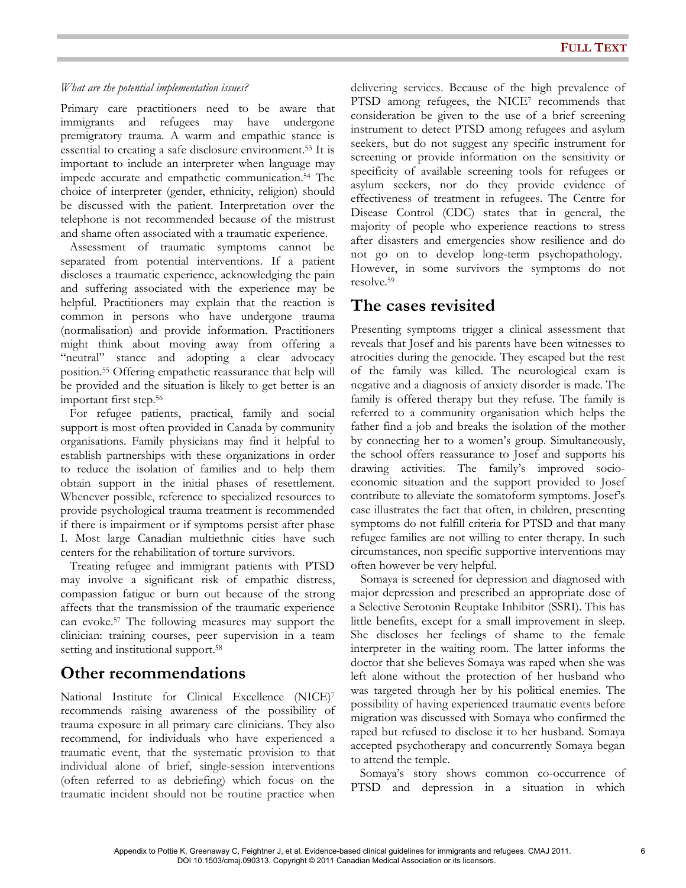*What are the potential implementation issues?*

Primary care practitioners need to be aware that immigrants and refugees may have undergone premigratory trauma. A warm and empathic stance is essential to creating a safe disclosure environment.[53] It is important to include an interpreter when language may impede accurate and empathetic communication.[54] The choice of interpreter (gender, ethnicity, religion) should be discussed with the patient. Interpretation over the telephone is not recommended because of the mistrust and shame often associated with a traumatic experience.

Assessment of traumatic symptoms cannot be separated from potential interventions. If a patient discloses a traumatic experience, acknowledging the pain and suffering associated with the experience may be helpful. Practitioners may explain that the reaction is common in persons who have undergone trauma (normalisation) and provide information. Practitioners might think about moving away from offering a "neutral" stance and adopting a clear advocacy position.[55] Offering empathetic reassurance that help will be provided and the situation is likely to get better is an important first step.[56]

For refugee patients, practical, family and social support is most often provided in Canada by community organisations. Family physicians may find it helpful to establish partnerships with these organizations in order to reduce the isolation of families and to help them obtain support in the initial phases of resettlement. Whenever possible, reference to specialized resources to provide psychological trauma treatment is recommended if there is impairment or if symptoms persist after phase I. Most large Canadian multiethnic cities have such centers for the rehabilitation of torture survivors.

Treating refugee and immigrant patients with PTSD may involve a significant risk of empathic distress, compassion fatigue or burn out because of the strong affects that the transmission of the traumatic experience can evoke.[57] The following measures may support the clinician: training courses, peer supervision in a team setting and institutional support.[58]

## Other recommendations

National Institute for Clinical Excellence (NICE)[7] recommends raising awareness of the possibility of trauma exposure in all primary care clinicians. They also recommend, for individuals who have experienced a traumatic event, that the systematic provision to that individual alone of brief, single-session interventions (often referred to as debriefing) which focus on the traumatic incident should not be routine practice when delivering services. Because of the high prevalence of PTSD among refugees, the NICE[7] recommends that consideration be given to the use of a brief screening instrument to detect PTSD among refugees and asylum seekers, but do not suggest any specific instrument for screening or provide information on the sensitivity or specificity of available screening tools for refugees or asylum seekers, nor do they provide evidence of effectiveness of treatment in refugees. The Centre for Disease Control (CDC) states that in general, the majority of people who experience reactions to stress after disasters and emergencies show resilience and do not go on to develop long-term psychopathology. However, in some survivors the symptoms do not resolve.[59]

## The cases revisited

Presenting symptoms trigger a clinical assessment that reveals that Josef and his parents have been witnesses to atrocities during the genocide. They escaped but the rest of the family was killed. The neurological exam is negative and a diagnosis of anxiety disorder is made. The family is offered therapy but they refuse. The family is referred to a community organisation which helps the father find a job and breaks the isolation of the mother by connecting her to a women's group. Simultaneously, the school offers reassurance to Josef and supports his drawing activities. The family's improved socio-economic situation and the support provided to Josef contribute to alleviate the somatoform symptoms. Josef's case illustrates the fact that often, in children, presenting symptoms do not fulfill criteria for PTSD and that many refugee families are not willing to enter therapy. In such circumstances, non specific supportive interventions may often however be very helpful.

Somaya is screened for depression and diagnosed with major depression and prescribed an appropriate dose of a Selective Serotonin Reuptake Inhibitor (SSRI). This has little benefits, except for a small improvement in sleep. She discloses her feelings of shame to the female interpreter in the waiting room. The latter informs the doctor that she believes Somaya was raped when she was left alone without the protection of her husband who was targeted through her by his political enemies. The possibility of having experienced traumatic events before migration was discussed with Somaya who confirmed the raped but refused to disclose it to her husband. Somaya accepted psychotherapy and concurrently Somaya began to attend the temple.

Somaya's story shows common co-occurrence of PTSD and depression in a situation in which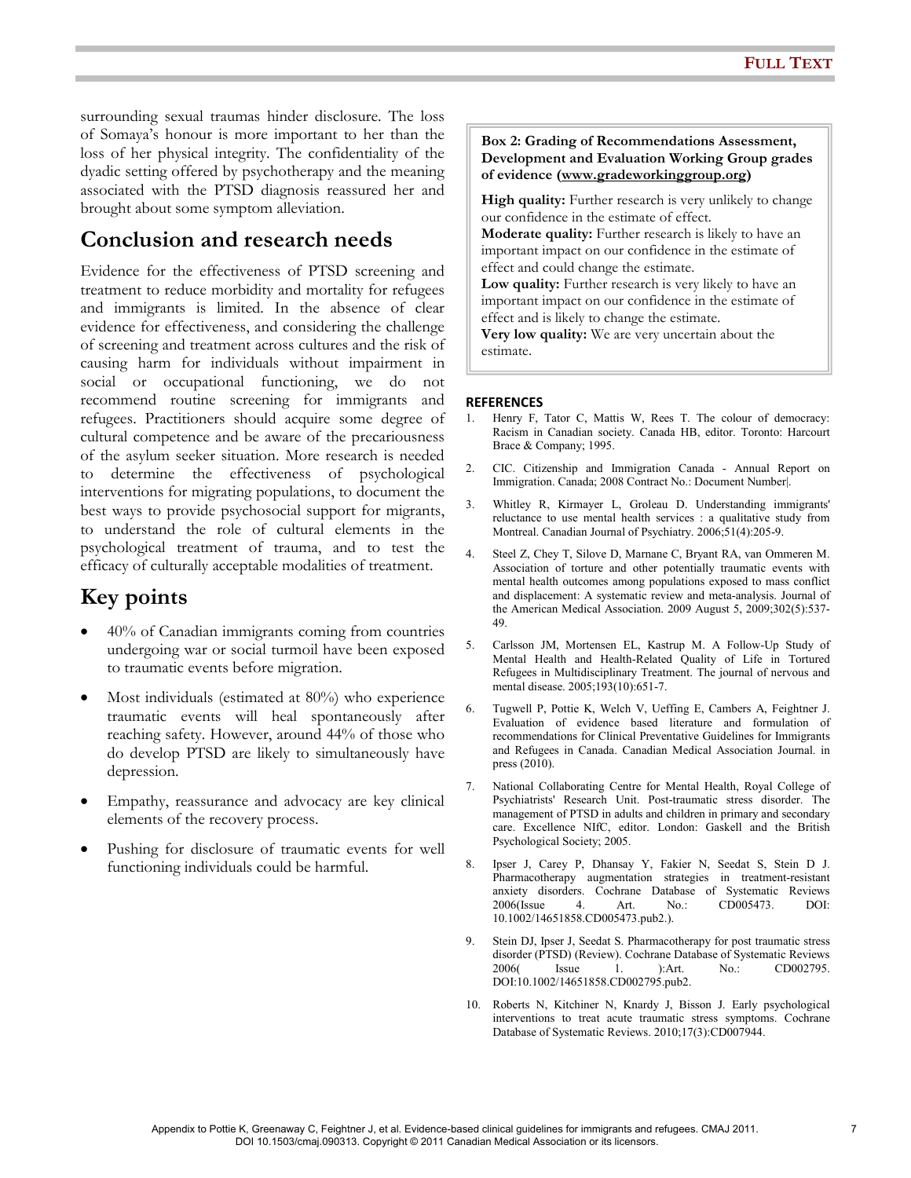surrounding sexual traumas hinder disclosure. The loss of Somaya's honour is more important to her than the loss of her physical integrity. The confidentiality of the dyadic setting offered by psychotherapy and the meaning associated with the PTSD diagnosis reassured her and brought about some symptom alleviation.

## Conclusion and research needs

Evidence for the effectiveness of PTSD screening and treatment to reduce morbidity and mortality for refugees and immigrants is limited. In the absence of clear evidence for effectiveness, and considering the challenge of screening and treatment across cultures and the risk of causing harm for individuals without impairment in social or occupational functioning, we do not recommend routine screening for immigrants and refugees. Practitioners should acquire some degree of cultural competence and be aware of the precariousness of the asylum seeker situation. More research is needed to determine the effectiveness of psychological interventions for migrating populations, to document the best ways to provide psychosocial support for migrants, to understand the role of cultural elements in the psychological treatment of trauma, and to test the efficacy of culturally acceptable modalities of treatment.

## Key points

- 40% of Canadian immigrants coming from countries undergoing war or social turmoil have been exposed to traumatic events before migration.
- Most individuals (estimated at 80%) who experience traumatic events will heal spontaneously after reaching safety. However, around 44% of those who do develop PTSD are likely to simultaneously have depression.
- Empathy, reassurance and advocacy are key clinical elements of the recovery process.
- Pushing for disclosure of traumatic events for well functioning individuals could be harmful.

> **Box 2: Grading of Recommendations Assessment, Development and Evaluation Working Group grades of evidence (www.gradeworkinggroup.org)**
>
> **High quality:** Further research is very unlikely to change our confidence in the estimate of effect.
> **Moderate quality:** Further research is likely to have an important impact on our confidence in the estimate of effect and could change the estimate.
> **Low quality:** Further research is very likely to have an important impact on our confidence in the estimate of effect and is likely to change the estimate.
> **Very low quality:** We are very uncertain about the estimate.

## REFERENCES

1. Henry F, Tator C, Mattis W, Rees T. The colour of democracy: Racism in Canadian society. Canada HB, editor. Toronto: Harcourt Brace & Company; 1995.
2. CIC. Citizenship and Immigration Canada - Annual Report on Immigration. Canada; 2008 Contract No.: Document Number|.
3. Whitley R, Kirmayer L, Groleau D. Understanding immigrants' reluctance to use mental health services : a qualitative study from Montreal. Canadian Journal of Psychiatry. 2006;51(4):205-9.
4. Steel Z, Chey T, Silove D, Marnane C, Bryant RA, van Ommeren M. Association of torture and other potentially traumatic events with mental health outcomes among populations exposed to mass conflict and displacement: A systematic review and meta-analysis. Journal of the American Medical Association. 2009 August 5, 2009;302(5):537-49.
5. Carlsson JM, Mortensen EL, Kastrup M. A Follow-Up Study of Mental Health and Health-Related Quality of Life in Tortured Refugees in Multidisciplinary Treatment. The journal of nervous and mental disease. 2005;193(10):651-7.
6. Tugwell P, Pottie K, Welch V, Ueffing E, Cambers A, Feightner J. Evaluation of evidence based literature and formulation of recommendations for Clinical Preventative Guidelines for Immigrants and Refugees in Canada. Canadian Medical Association Journal. in press (2010).
7. National Collaborating Centre for Mental Health, Royal College of Psychiatrists' Research Unit. Post-traumatic stress disorder. The management of PTSD in adults and children in primary and secondary care. Excellence NIfC, editor. London: Gaskell and the British Psychological Society; 2005.
8. Ipser J, Carey P, Dhansay Y, Fakier N, Seedat S, Stein D J. Pharmacotherapy augmentation strategies in treatment-resistant anxiety disorders. Cochrane Database of Systematic Reviews 2006(Issue 4. Art. No.: CD005473. DOI: 10.1002/14651858.CD005473.pub2.).
9. Stein DJ, Ipser J, Seedat S. Pharmacotherapy for post traumatic stress disorder (PTSD) (Review). Cochrane Database of Systematic Reviews 2006( Issue 1. ):Art. No.: CD002795. DOI:10.1002/14651858.CD002795.pub2.
10. Roberts N, Kitchiner N, Knardy J, Bisson J. Early psychological interventions to treat acute traumatic stress symptoms. Cochrane Database of Systematic Reviews. 2010;17(3):CD007944.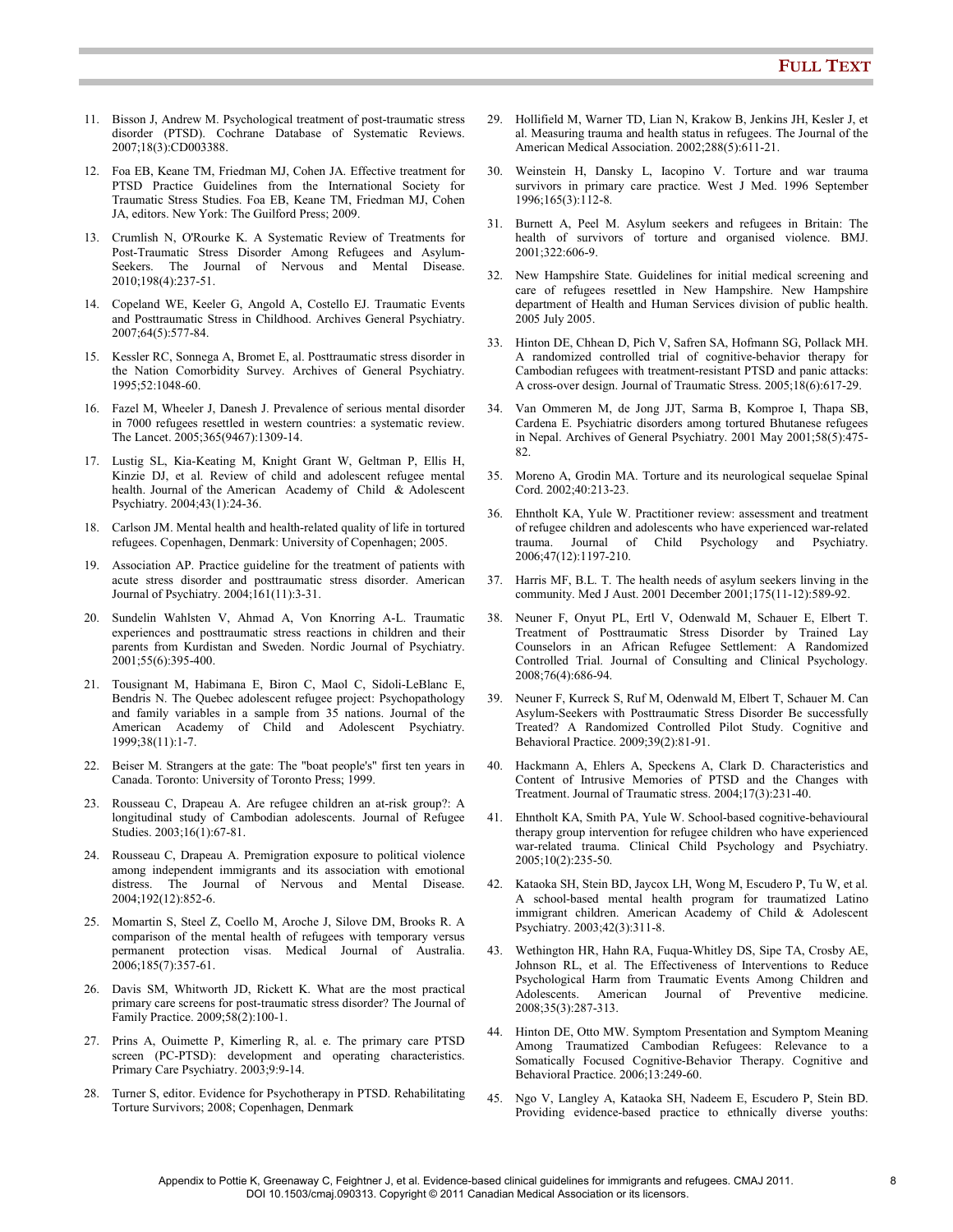11. Bisson J, Andrew M. Psychological treatment of post-traumatic stress disorder (PTSD). Cochrane Database of Systematic Reviews. 2007;18(3):CD003388.

12. Foa EB, Keane TM, Friedman MJ, Cohen JA. Effective treatment for PTSD Practice Guidelines from the International Society for Traumatic Stress Studies. Foa EB, Keane TM, Friedman MJ, Cohen JA, editors. New York: The Guilford Press; 2009.

13. Crumlish N, O'Rourke K. A Systematic Review of Treatments for Post-Traumatic Stress Disorder Among Refugees and Asylum-Seekers. The Journal of Nervous and Mental Disease. 2010;198(4):237-51.

14. Copeland WE, Keeler G, Angold A, Costello EJ. Traumatic Events and Posttraumatic Stress in Childhood. Archives General Psychiatry. 2007;64(5):577-84.

15. Kessler RC, Sonnega A, Bromet E, al. Posttraumatic stress disorder in the Nation Comorbidity Survey. Archives of General Psychiatry. 1995;52:1048-60.

16. Fazel M, Wheeler J, Danesh J. Prevalence of serious mental disorder in 7000 refugees resettled in western countries: a systematic review. The Lancet. 2005;365(9467):1309-14.

17. Lustig SL, Kia-Keating M, Knight Grant W, Geltman P, Ellis H, Kinzie DJ, et al. Review of child and adolescent refugee mental health. Journal of the American Academy of Child & Adolescent Psychiatry. 2004;43(1):24-36.

18. Carlson JM. Mental health and health-related quality of life in tortured refugees. Copenhagen, Denmark: University of Copenhagen; 2005.

19. Association AP. Practice guideline for the treatment of patients with acute stress disorder and posttraumatic stress disorder. American Journal of Psychiatry. 2004;161(11):3-31.

20. Sundelin Wahlsten V, Ahmad A, Von Knorring A-L. Traumatic experiences and posttraumatic stress reactions in children and their parents from Kurdistan and Sweden. Nordic Journal of Psychiatry. 2001;55(6):395-400.

21. Tousignant M, Habimana E, Biron C, Maol C, Sidoli-LeBlanc E, Bendris N. The Quebec adolescent refugee project: Psychopathology and family variables in a sample from 35 nations. Journal of the American Academy of Child and Adolescent Psychiatry. 1999;38(11):1-7.

22. Beiser M. Strangers at the gate: The "boat people's" first ten years in Canada. Toronto: University of Toronto Press; 1999.

23. Rousseau C, Drapeau A. Are refugee children an at-risk group?: A longitudinal study of Cambodian adolescents. Journal of Refugee Studies. 2003;16(1):67-81.

24. Rousseau C, Drapeau A. Premigration exposure to political violence among independent immigrants and its association with emotional distress. The Journal of Nervous and Mental Disease. 2004;192(12):852-6.

25. Momartin S, Steel Z, Coello M, Aroche J, Silove DM, Brooks R. A comparison of the mental health of refugees with temporary versus permanent protection visas. Medical Journal of Australia. 2006;185(7):357-61.

26. Davis SM, Whitworth JD, Rickett K. What are the most practical primary care screens for post-traumatic stress disorder? The Journal of Family Practice. 2009;58(2):100-1.

27. Prins A, Ouimette P, Kimerling R, al. e. The primary care PTSD screen (PC-PTSD): development and operating characteristics. Primary Care Psychiatry. 2003;9:9-14.

28. Turner S, editor. Evidence for Psychotherapy in PTSD. Rehabilitating Torture Survivors; 2008; Copenhagen, Denmark

29. Hollifield M, Warner TD, Lian N, Krakow B, Jenkins JH, Kesler J, et al. Measuring trauma and health status in refugees. The Journal of the American Medical Association. 2002;288(5):611-21.

30. Weinstein H, Dansky L, Iacopino V. Torture and war trauma survivors in primary care practice. West J Med. 1996 September 1996;165(3):112-8.

31. Burnett A, Peel M. Asylum seekers and refugees in Britain: The health of survivors of torture and organised violence. BMJ. 2001;322:606-9.

32. New Hampshire State. Guidelines for initial medical screening and care of refugees resettled in New Hampshire. New Hampshire department of Health and Human Services division of public health. 2005 July 2005.

33. Hinton DE, Chhean D, Pich V, Safren SA, Hofmann SG, Pollack MH. A randomized controlled trial of cognitive-behavior therapy for Cambodian refugees with treatment-resistant PTSD and panic attacks: A cross-over design. Journal of Traumatic Stress. 2005;18(6):617-29.

34. Van Ommeren M, de Jong JJT, Sarma B, Komproe I, Thapa SB, Cardena E. Psychiatric disorders among tortured Bhutanese refugees in Nepal. Archives of General Psychiatry. 2001 May 2001;58(5):475-82.

35. Moreno A, Grodin MA. Torture and its neurological sequelae Spinal Cord. 2002;40:213-23.

36. Ehntholt KA, Yule W. Practitioner review: assessment and treatment of refugee children and adolescents who have experienced war-related trauma. Journal of Child Psychology and Psychiatry. 2006;47(12):1197-210.

37. Harris MF, B.L. T. The health needs of asylum seekers linving in the community. Med J Aust. 2001 December 2001;175(11-12):589-92.

38. Neuner F, Onyut PL, Ertl V, Odenwald M, Schauer E, Elbert T. Treatment of Posttraumatic Stress Disorder by Trained Lay Counselors in an African Refugee Settlement: A Randomized Controlled Trial. Journal of Consulting and Clinical Psychology. 2008;76(4):686-94.

39. Neuner F, Kurreck S, Ruf M, Odenwald M, Elbert T, Schauer M. Can Asylum-Seekers with Posttraumatic Stress Disorder Be successfully Treated? A Randomized Controlled Pilot Study. Cognitive and Behavioral Practice. 2009;39(2):81-91.

40. Hackmann A, Ehlers A, Speckens A, Clark D. Characteristics and Content of Intrusive Memories of PTSD and the Changes with Treatment. Journal of Traumatic stress. 2004;17(3):231-40.

41. Ehntholt KA, Smith PA, Yule W. School-based cognitive-behavioural therapy group intervention for refugee children who have experienced war-related trauma. Clinical Child Psychology and Psychiatry. 2005;10(2):235-50.

42. Kataoka SH, Stein BD, Jaycox LH, Wong M, Escudero P, Tu W, et al. A school-based mental health program for traumatized Latino immigrant children. American Academy of Child & Adolescent Psychiatry. 2003;42(3):311-8.

43. Wethington HR, Hahn RA, Fuqua-Whitley DS, Sipe TA, Crosby AE, Johnson RL, et al. The Effectiveness of Interventions to Reduce Psychological Harm from Traumatic Events Among Children and Adolescents. American Journal of Preventive medicine. 2008;35(3):287-313.

44. Hinton DE, Otto MW. Symptom Presentation and Symptom Meaning Among Traumatized Cambodian Refugees: Relevance to a Somatically Focused Cognitive-Behavior Therapy. Cognitive and Behavioral Practice. 2006;13:249-60.

45. Ngo V, Langley A, Kataoka SH, Nadeem E, Escudero P, Stein BD. Providing evidence-based practice to ethnically diverse youths: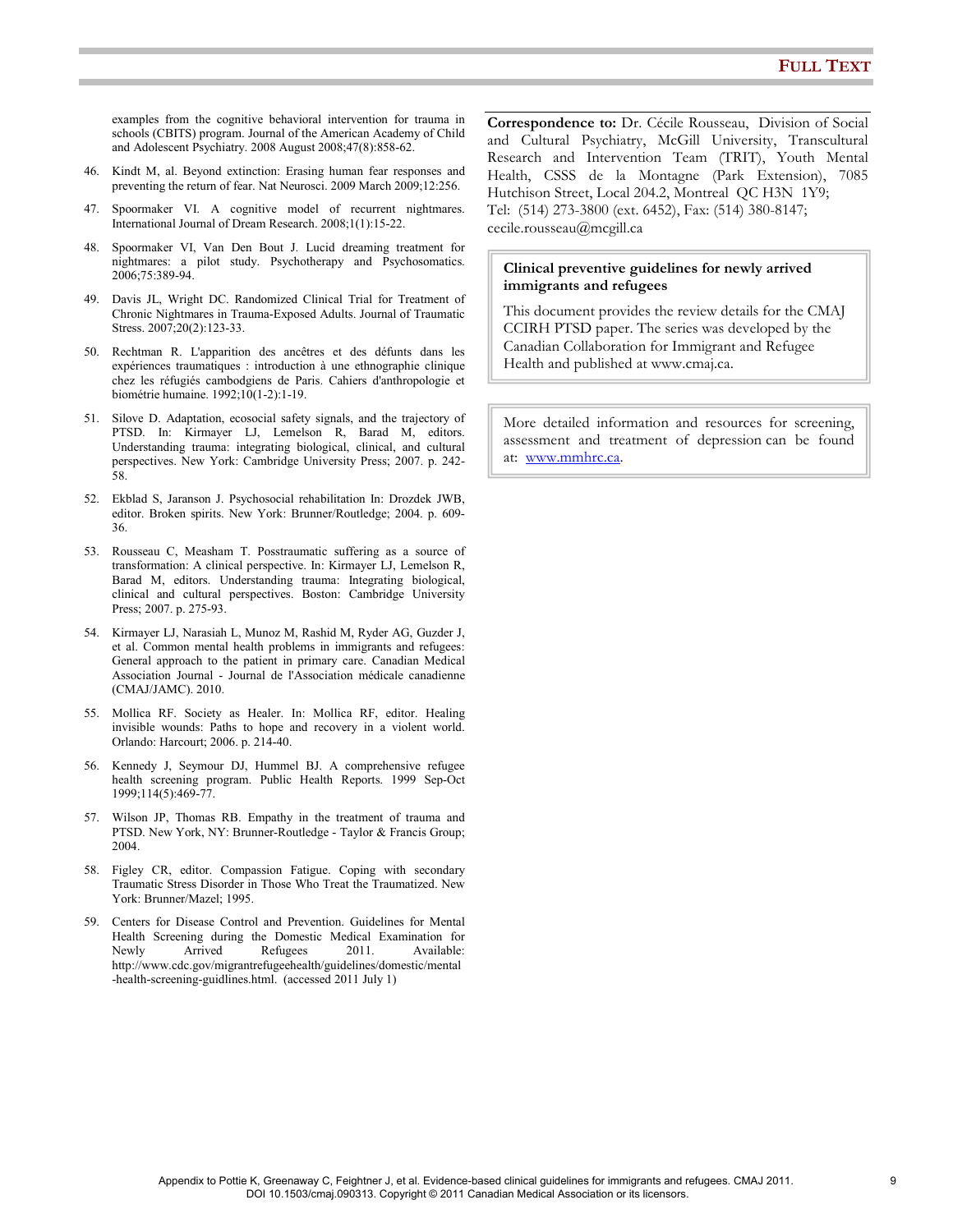examples from the cognitive behavioral intervention for trauma in schools (CBITS) program. Journal of the American Academy of Child and Adolescent Psychiatry. 2008 August 2008;47(8):858-62.

46. Kindt M, al. Beyond extinction: Erasing human fear responses and preventing the return of fear. Nat Neurosci. 2009 March 2009;12:256.

47. Spoormaker VI. A cognitive model of recurrent nightmares. International Journal of Dream Research. 2008;1(1):15-22.

48. Spoormaker VI, Van Den Bout J. Lucid dreaming treatment for nightmares: a pilot study. Psychotherapy and Psychosomatics. 2006;75:389-94.

49. Davis JL, Wright DC. Randomized Clinical Trial for Treatment of Chronic Nightmares in Trauma-Exposed Adults. Journal of Traumatic Stress. 2007;20(2):123-33.

50. Rechtman R. L'apparition des ancêtres et des défunts dans les expériences traumatiques : introduction à une ethnographie clinique chez les réfugiés cambodgiens de Paris. Cahiers d'anthropologie et biométrie humaine. 1992;10(1-2):1-19.

51. Silove D. Adaptation, ecosocial safety signals, and the trajectory of PTSD. In: Kirmayer LJ, Lemelson R, Barad M, editors. Understanding trauma: integrating biological, clinical, and cultural perspectives. New York: Cambridge University Press; 2007. p. 242-58.

52. Ekblad S, Jaranson J. Psychosocial rehabilitation In: Drozdek JWB, editor. Broken spirits. New York: Brunner/Routledge; 2004. p. 609-36.

53. Rousseau C, Measham T. Posstraumatic suffering as a source of transformation: A clinical perspective. In: Kirmayer LJ, Lemelson R, Barad M, editors. Understanding trauma: Integrating biological, clinical and cultural perspectives. Boston: Cambridge University Press; 2007. p. 275-93.

54. Kirmayer LJ, Narasiah L, Munoz M, Rashid M, Ryder AG, Guzder J, et al. Common mental health problems in immigrants and refugees: General approach to the patient in primary care. Canadian Medical Association Journal - Journal de l'Association médicale canadienne (CMAJ/JAMC). 2010.

55. Mollica RF. Society as Healer. In: Mollica RF, editor. Healing invisible wounds: Paths to hope and recovery in a violent world. Orlando: Harcourt; 2006. p. 214-40.

56. Kennedy J, Seymour DJ, Hummel BJ. A comprehensive refugee health screening program. Public Health Reports. 1999 Sep-Oct 1999;114(5):469-77.

57. Wilson JP, Thomas RB. Empathy in the treatment of trauma and PTSD. New York, NY: Brunner-Routledge - Taylor & Francis Group; 2004.

58. Figley CR, editor. Compassion Fatigue. Coping with secondary Traumatic Stress Disorder in Those Who Treat the Traumatized. New York: Brunner/Mazel; 1995.

59. Centers for Disease Control and Prevention. Guidelines for Mental Health Screening during the Domestic Medical Examination for Newly Arrived Refugees 2011. Available: http://www.cdc.gov/migrantrefugeehealth/guidelines/domestic/mental-health-screening-guidlines.html. (accessed 2011 July 1)

**Correspondence to:** Dr. Cécile Rousseau, Division of Social and Cultural Psychiatry, McGill University, Transcultural Research and Intervention Team (TRIT), Youth Mental Health, CSSS de la Montagne (Park Extension), 7085 Hutchison Street, Local 204.2, Montreal QC H3N 1Y9; Tel: (514) 273-3800 (ext. 6452), Fax: (514) 380-8147; cecile.rousseau@mcgill.ca

**Clinical preventive guidelines for newly arrived immigrants and refugees**

This document provides the review details for the CMAJ CCIRH PTSD paper. The series was developed by the Canadian Collaboration for Immigrant and Refugee Health and published at www.cmaj.ca.

More detailed information and resources for screening, assessment and treatment of depression can be found at: www.mmhrc.ca.

Appendix to Pottie K, Greenaway C, Feightner J, et al. Evidence-based clinical guidelines for immigrants and refugees. CMAJ 2011. DOI 10.1503/cmaj.090313. Copyright © 2011 Canadian Medical Association or its licensors.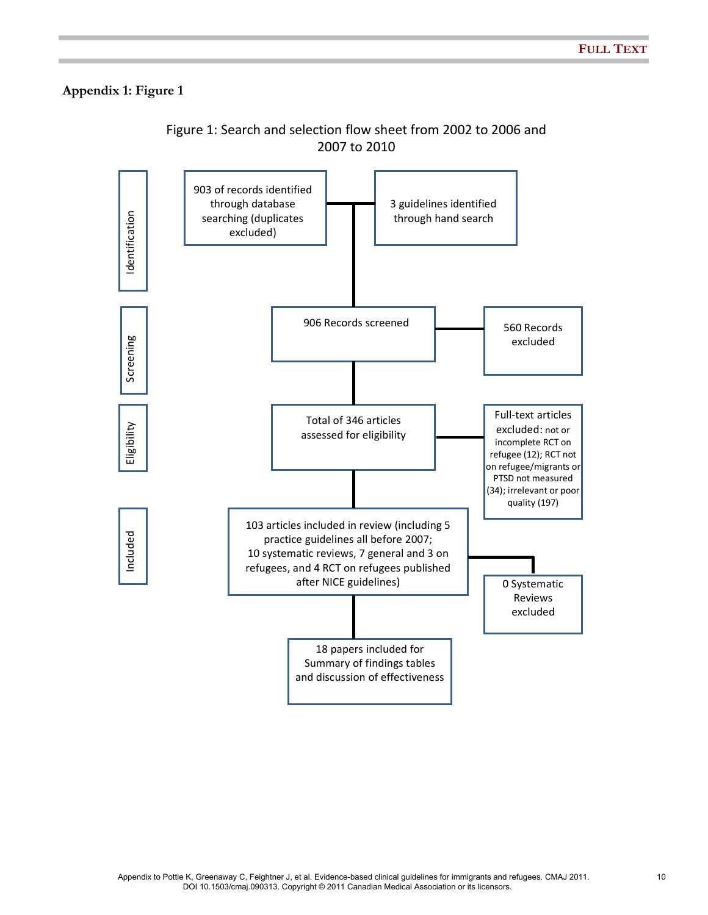## Appendix 1: Figure 1

Figure 1: Search and selection flow sheet from 2002 to 2006 and 2007 to 2010

**Identification**

903 of records identified through database searching (duplicates excluded)

3 guidelines identified through hand search

**Screening**

906 Records screened

560 Records excluded

**Eligibility**

Total of 346 articles assessed for eligibility

Full-text articles excluded: not or incomplete RCT on refugee (12); RCT not on refugee/migrants or PTSD not measured (34); irrelevant or poor quality (197)

**Included**

103 articles included in review (including 5 practice guidelines all before 2007; 10 systematic reviews, 7 general and 3 on refugees, and 4 RCT on refugees published after NICE guidelines)

0 Systematic Reviews excluded

18 papers included for Summary of findings tables and discussion of effectiveness

Appendix to Pottie K, Greenaway C, Feightner J, et al. Evidence-based clinical guidelines for immigrants and refugees. CMAJ 2011. DOI 10.1503/cmaj.090313. Copyright © 2011 Canadian Medical Association or its licensors.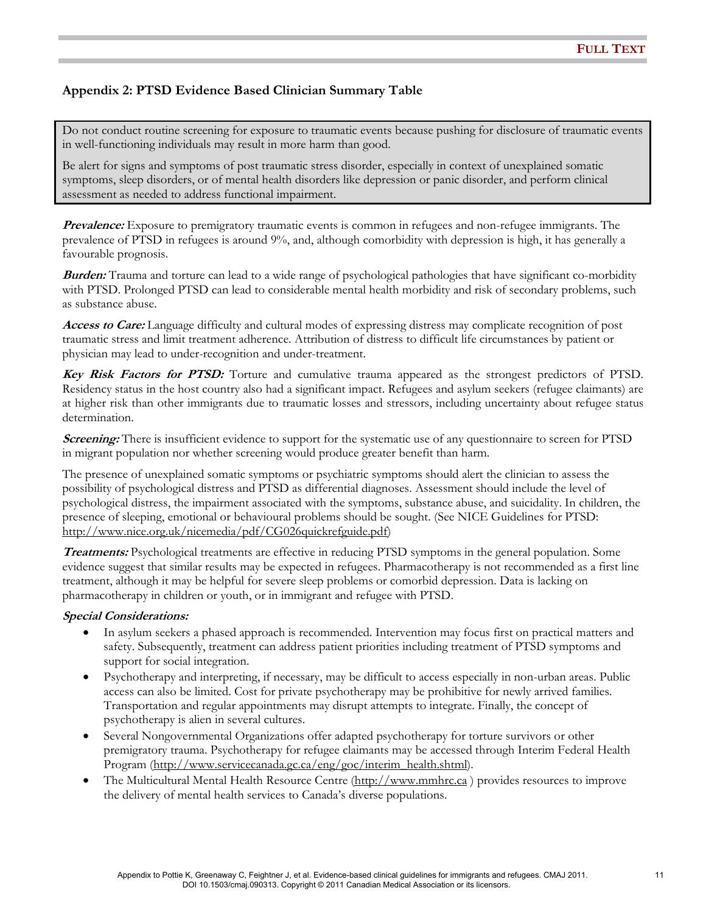## Appendix 2: PTSD Evidence Based Clinician Summary Table

Do not conduct routine screening for exposure to traumatic events because pushing for disclosure of traumatic events in well-functioning individuals may result in more harm than good.

Be alert for signs and symptoms of post traumatic stress disorder, especially in context of unexplained somatic symptoms, sleep disorders, or of mental health disorders like depression or panic disorder, and perform clinical assessment as needed to address functional impairment.

***Prevalence:*** Exposure to premigratory traumatic events is common in refugees and non-refugee immigrants. The prevalence of PTSD in refugees is around 9%, and, although comorbidity with depression is high, it has generally a favourable prognosis.

***Burden:*** Trauma and torture can lead to a wide range of psychological pathologies that have significant co-morbidity with PTSD. Prolonged PTSD can lead to considerable mental health morbidity and risk of secondary problems, such as substance abuse.

***Access to Care:*** Language difficulty and cultural modes of expressing distress may complicate recognition of post traumatic stress and limit treatment adherence. Attribution of distress to difficult life circumstances by patient or physician may lead to under-recognition and under-treatment.

***Key Risk Factors for PTSD:*** Torture and cumulative trauma appeared as the strongest predictors of PTSD. Residency status in the host country also had a significant impact. Refugees and asylum seekers (refugee claimants) are at higher risk than other immigrants due to traumatic losses and stressors, including uncertainty about refugee status determination.

***Screening:*** There is insufficient evidence to support for the systematic use of any questionnaire to screen for PTSD in migrant population nor whether screening would produce greater benefit than harm.

The presence of unexplained somatic symptoms or psychiatric symptoms should alert the clinician to assess the possibility of psychological distress and PTSD as differential diagnoses. Assessment should include the level of psychological distress, the impairment associated with the symptoms, substance abuse, and suicidality. In children, the presence of sleeping, emotional or behavioural problems should be sought. (See NICE Guidelines for PTSD: http://www.nice.org.uk/nicemedia/pdf/CG026quickrefguide.pdf)

***Treatments:*** Psychological treatments are effective in reducing PTSD symptoms in the general population. Some evidence suggest that similar results may be expected in refugees. Pharmacotherapy is not recommended as a first line treatment, although it may be helpful for severe sleep problems or comorbid depression. Data is lacking on pharmacotherapy in children or youth, or in immigrant and refugee with PTSD.

***Special Considerations:***

- In asylum seekers a phased approach is recommended. Intervention may focus first on practical matters and safety. Subsequently, treatment can address patient priorities including treatment of PTSD symptoms and support for social integration.
- Psychotherapy and interpreting, if necessary, may be difficult to access especially in non-urban areas. Public access can also be limited. Cost for private psychotherapy may be prohibitive for newly arrived families. Transportation and regular appointments may disrupt attempts to integrate. Finally, the concept of psychotherapy is alien in several cultures.
- Several Nongovernmental Organizations offer adapted psychotherapy for torture survivors or other premigratory trauma. Psychotherapy for refugee claimants may be accessed through Interim Federal Health Program (http://www.servicecanada.gc.ca/eng/goc/interim_health.shtml).
- The Multicultural Mental Health Resource Centre (http://www.mmhrc.ca ) provides resources to improve the delivery of mental health services to Canada's diverse populations.

Appendix to Pottie K, Greenaway C, Feightner J, et al. Evidence-based clinical guidelines for immigrants and refugees. CMAJ 2011. DOI 10.1503/cmaj.090313. Copyright © 2011 Canadian Medical Association or its licensors.